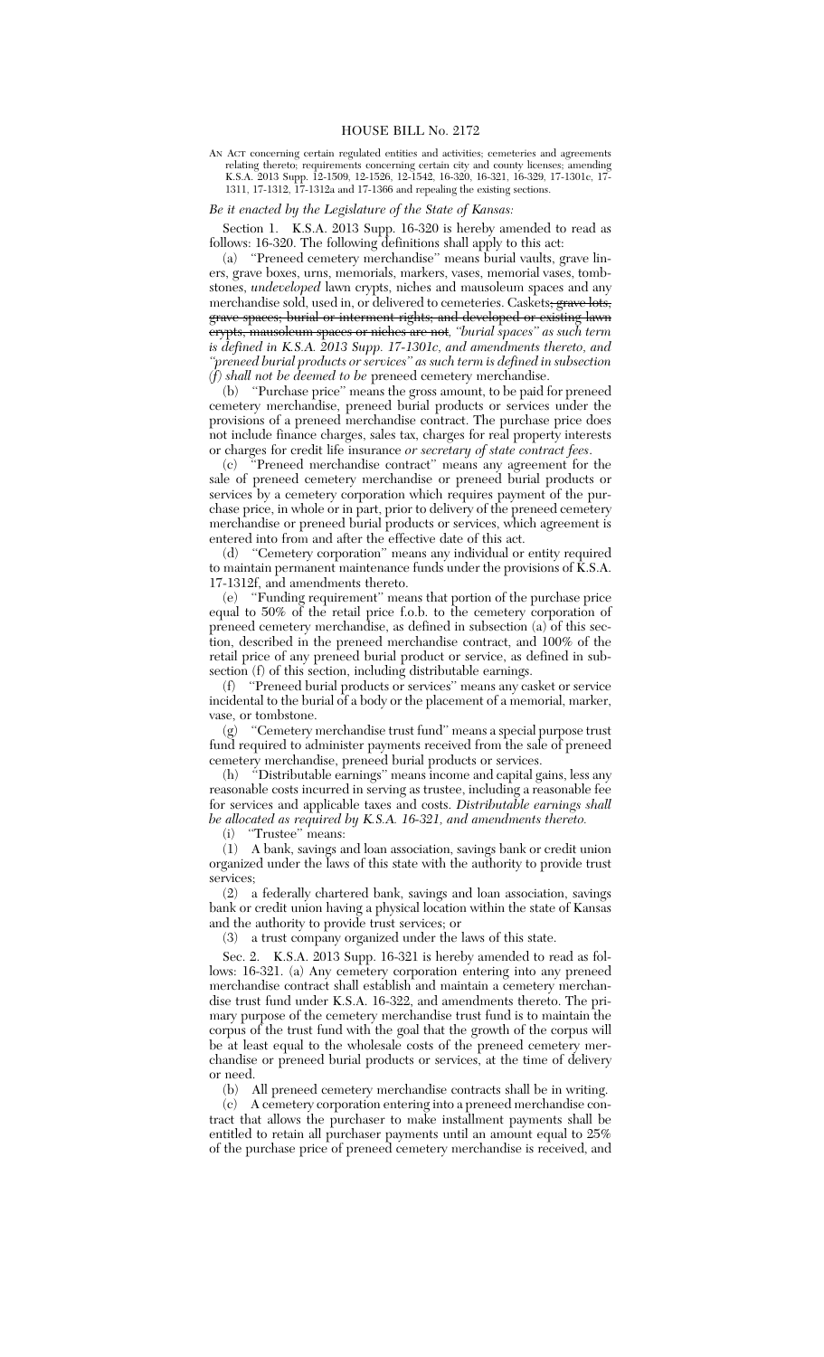# HOUSE BILL No. 2172

AN ACT concerning certain regulated entities and activities; cemeteries and agreements relating thereto; requirements concerning certain city and county licenses; amending K.S.A. 2013 Supp. 12-1509, 12-1526, 12-1542, 16-320, 16-321, 16-329, 17-1301c, 17-1311, 17-1312, 17-1312a and 17-1366 and repealing the existing sections.

*Be it enacted by the Legislature of the State of Kansas:*

Section 1. K.S.A. 2013 Supp. 16-320 is hereby amended to read as follows: 16-320. The following definitions shall apply to this act:

(a) "Preneed cemetery merchandise" means burial vaults, grave liners, grave boxes, urns, memorials, markers, vases, memorial vases, tombstones, *undeveloped* lawn crypts, niches and mausoleum spaces and any merchandise sold, used in, or delivered to cemeteries. Caskets~~, grave lots, grave spaces, burial or interment rights, and developed or existing lawn crypts, mausoleum spaces or niches are not~~*, "burial spaces" as such term is defined in K.S.A. 2013 Supp. 17-1301c, and amendments thereto, and "preneed burial products or services" as such term is defined in subsection (f) shall not be deemed to be* preneed cemetery merchandise.

(b) "Purchase price" means the gross amount, to be paid for preneed cemetery merchandise, preneed burial products or services under the provisions of a preneed merchandise contract. The purchase price does not include finance charges, sales tax, charges for real property interests or charges for credit life insurance *or secretary of state contract fees*.

(c) "Preneed merchandise contract" means any agreement for the sale of preneed cemetery merchandise or preneed burial products or services by a cemetery corporation which requires payment of the purchase price, in whole or in part, prior to delivery of the preneed cemetery merchandise or preneed burial products or services, which agreement is entered into from and after the effective date of this act.

(d) "Cemetery corporation" means any individual or entity required to maintain permanent maintenance funds under the provisions of K.S.A. 17-1312f, and amendments thereto.

(e) "Funding requirement" means that portion of the purchase price equal to 50% of the retail price f.o.b. to the cemetery corporation of preneed cemetery merchandise, as defined in subsection (a) of this section, described in the preneed merchandise contract, and 100% of the retail price of any preneed burial product or service, as defined in subsection (f) of this section, including distributable earnings.

(f) "Preneed burial products or services" means any casket or service incidental to the burial of a body or the placement of a memorial, marker, vase, or tombstone.

(g) "Cemetery merchandise trust fund" means a special purpose trust fund required to administer payments received from the sale of preneed cemetery merchandise, preneed burial products or services.

(h) "Distributable earnings" means income and capital gains, less any reasonable costs incurred in serving as trustee, including a reasonable fee for services and applicable taxes and costs. *Distributable earnings shall be allocated as required by K.S.A. 16-321, and amendments thereto.*

(i) "Trustee" means:

(1) A bank, savings and loan association, savings bank or credit union organized under the laws of this state with the authority to provide trust services;

(2) a federally chartered bank, savings and loan association, savings bank or credit union having a physical location within the state of Kansas and the authority to provide trust services; or

(3) a trust company organized under the laws of this state.

Sec. 2. K.S.A. 2013 Supp. 16-321 is hereby amended to read as follows: 16-321. (a) Any cemetery corporation entering into any preneed merchandise contract shall establish and maintain a cemetery merchandise trust fund under K.S.A. 16-322, and amendments thereto. The primary purpose of the cemetery merchandise trust fund is to maintain the corpus of the trust fund with the goal that the growth of the corpus will be at least equal to the wholesale costs of the preneed cemetery merchandise or preneed burial products or services, at the time of delivery or need.

(b) All preneed cemetery merchandise contracts shall be in writing.

(c) A cemetery corporation entering into a preneed merchandise contract that allows the purchaser to make installment payments shall be entitled to retain all purchaser payments until an amount equal to 25% of the purchase price of preneed cemetery merchandise is received, and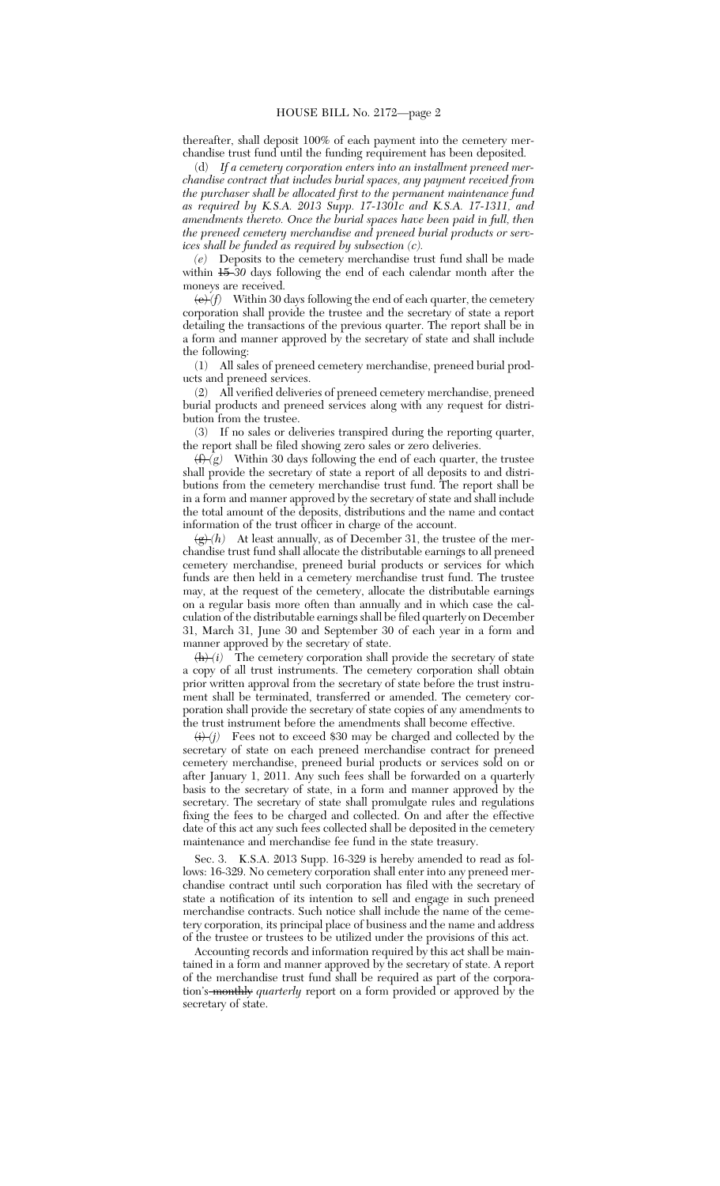thereafter, shall deposit 100% of each payment into the cemetery merchandise trust fund until the funding requirement has been deposited.

(d) *If a cemetery corporation enters into an installment preneed merchandise contract that includes burial spaces, any payment received from the purchaser shall be allocated first to the permanent maintenance fund as required by K.S.A. 2013 Supp. 17-1301c and K.S.A. 17-1311, and amendments thereto. Once the burial spaces have been paid in full, then the preneed cemetery merchandise and preneed burial products or services shall be funded as required by subsection (c).*

*(e)* Deposits to the cemetery merchandise trust fund shall be made within ~~15~~ *30* days following the end of each calendar month after the moneys are received.

~~(e)~~ *(f)* Within 30 days following the end of each quarter, the cemetery corporation shall provide the trustee and the secretary of state a report detailing the transactions of the previous quarter. The report shall be in a form and manner approved by the secretary of state and shall include the following:

(1) All sales of preneed cemetery merchandise, preneed burial products and preneed services.

(2) All verified deliveries of preneed cemetery merchandise, preneed burial products and preneed services along with any request for distribution from the trustee.

(3) If no sales or deliveries transpired during the reporting quarter, the report shall be filed showing zero sales or zero deliveries.

~~(f)~~ *(g)* Within 30 days following the end of each quarter, the trustee shall provide the secretary of state a report of all deposits to and distributions from the cemetery merchandise trust fund. The report shall be in a form and manner approved by the secretary of state and shall include the total amount of the deposits, distributions and the name and contact information of the trust officer in charge of the account.

~~(g)~~ *(h)* At least annually, as of December 31, the trustee of the merchandise trust fund shall allocate the distributable earnings to all preneed cemetery merchandise, preneed burial products or services for which funds are then held in a cemetery merchandise trust fund. The trustee may, at the request of the cemetery, allocate the distributable earnings on a regular basis more often than annually and in which case the calculation of the distributable earnings shall be filed quarterly on December 31, March 31, June 30 and September 30 of each year in a form and manner approved by the secretary of state.

~~(h)~~ *(i)* The cemetery corporation shall provide the secretary of state a copy of all trust instruments. The cemetery corporation shall obtain prior written approval from the secretary of state before the trust instrument shall be terminated, transferred or amended. The cemetery corporation shall provide the secretary of state copies of any amendments to the trust instrument before the amendments shall become effective.

~~(i)~~ *(j)* Fees not to exceed \$30 may be charged and collected by the secretary of state on each preneed merchandise contract for preneed cemetery merchandise, preneed burial products or services sold on or after January 1, 2011. Any such fees shall be forwarded on a quarterly basis to the secretary of state, in a form and manner approved by the secretary. The secretary of state shall promulgate rules and regulations fixing the fees to be charged and collected. On and after the effective date of this act any such fees collected shall be deposited in the cemetery maintenance and merchandise fee fund in the state treasury.

Sec. 3. K.S.A. 2013 Supp. 16-329 is hereby amended to read as follows: 16-329. No cemetery corporation shall enter into any preneed merchandise contract until such corporation has filed with the secretary of state a notification of its intention to sell and engage in such preneed merchandise contracts. Such notice shall include the name of the cemetery corporation, its principal place of business and the name and address of the trustee or trustees to be utilized under the provisions of this act.

Accounting records and information required by this act shall be maintained in a form and manner approved by the secretary of state. A report of the merchandise trust fund shall be required as part of the corporation's ~~monthly~~ *quarterly* report on a form provided or approved by the secretary of state.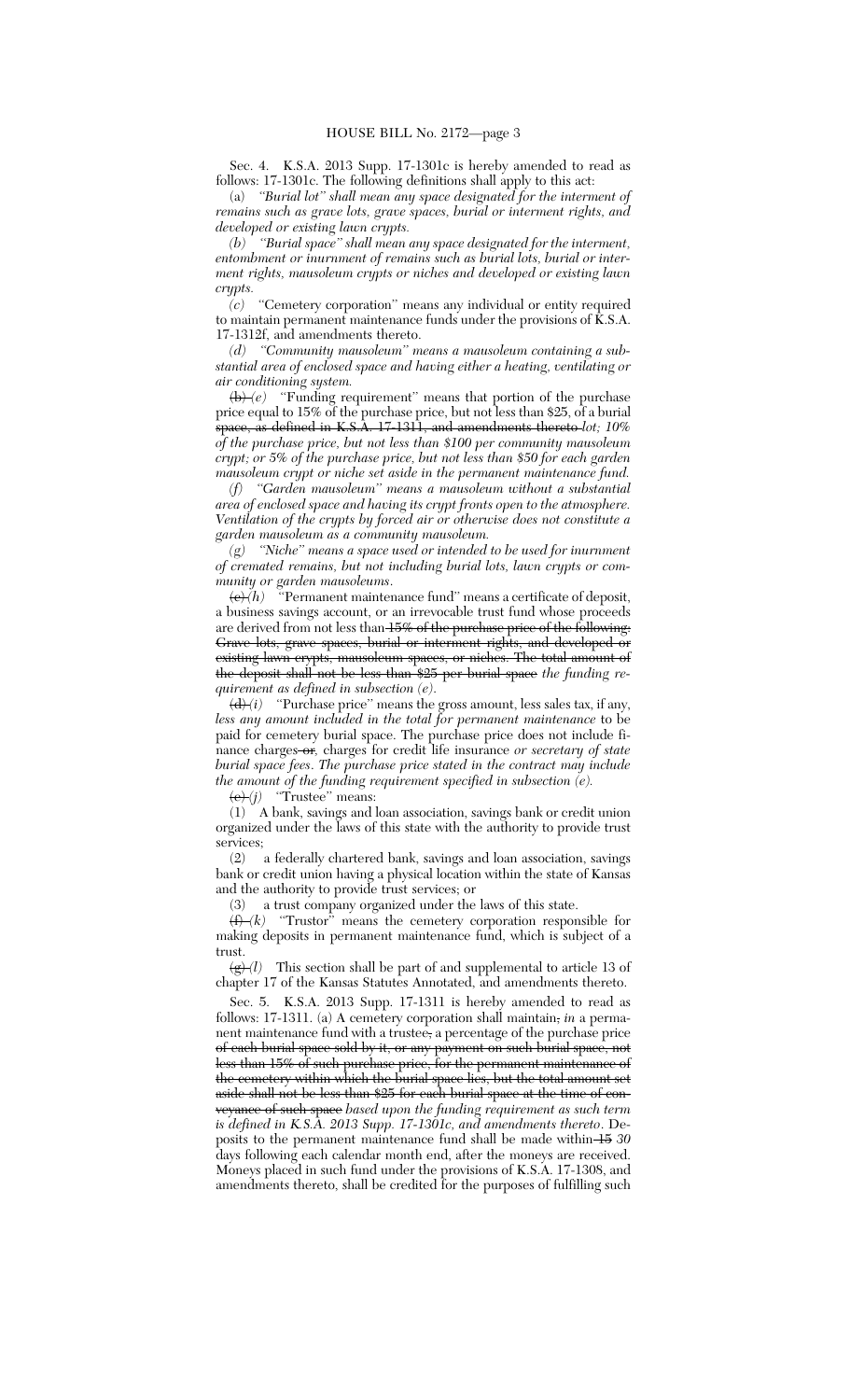Sec. 4. K.S.A. 2013 Supp. 17-1301c is hereby amended to read as follows: 17-1301c. The following definitions shall apply to this act:

(a) *"Burial lot" shall mean any space designated for the interment of remains such as grave lots, grave spaces, burial or interment rights, and developed or existing lawn crypts.*

*(b) "Burial space" shall mean any space designated for the interment, entombment or inurnment of remains such as burial lots, burial or interment rights, mausoleum crypts or niches and developed or existing lawn crypts.*

*(c)* "Cemetery corporation" means any individual or entity required to maintain permanent maintenance funds under the provisions of K.S.A. 17-1312f, and amendments thereto.

*(d) "Community mausoleum" means a mausoleum containing a substantial area of enclosed space and having either a heating, ventilating or air conditioning system.*

~~(b)~~ *(e)* "Funding requirement" means that portion of the purchase price equal to 15% of the purchase price, but not less than $25, of a burial ~~space, as defined in K.S.A. 17-1311, and amendments thereto~~ *lot; 10% of the purchase price, but not less than $100 per community mausoleum crypt; or 5% of the purchase price, but not less than $50 for each garden mausoleum crypt or niche set aside in the permanent maintenance fund.*

*(f) "Garden mausoleum" means a mausoleum without a substantial area of enclosed space and having its crypt fronts open to the atmosphere. Ventilation of the crypts by forced air or otherwise does not constitute a garden mausoleum as a community mausoleum.*

*(g) "Niche" means a space used or intended to be used for inurnment of cremated remains, but not including burial lots, lawn crypts or community or garden mausoleums.*

~~(c)~~ *(h)* "Permanent maintenance fund" means a certificate of deposit, a business savings account, or an irrevocable trust fund whose proceeds are derived from not less than ~~15% of the purchase price of the following: Grave lots, grave spaces, burial or interment rights, and developed or existing lawn crypts, mausoleum spaces, or niches. The total amount of the deposit shall not be less than $25 per burial space~~ *the funding requirement as defined in subsection (e).*

~~(d)~~ *(i)* "Purchase price" means the gross amount, less sales tax, if any, *less any amount included in the total for permanent maintenance* to be paid for cemetery burial space. The purchase price does not include finance charges ~~or~~*,* charges for credit life insurance *or secretary of state burial space fees. The purchase price stated in the contract may include the amount of the funding requirement specified in subsection (e).*

~~(e)~~ *(j)* "Trustee" means:

(1) A bank, savings and loan association, savings bank or credit union organized under the laws of this state with the authority to provide trust services;

(2) a federally chartered bank, savings and loan association, savings bank or credit union having a physical location within the state of Kansas and the authority to provide trust services; or

(3) a trust company organized under the laws of this state.

~~(f)~~ *(k)* "Trustor" means the cemetery corporation responsible for making deposits in permanent maintenance fund, which is subject of a trust.

~~(g)~~ *(l)* This section shall be part of and supplemental to article 13 of chapter 17 of the Kansas Statutes Annotated, and amendments thereto.

Sec. 5. K.S.A. 2013 Supp. 17-1311 is hereby amended to read as follows: 17-1311. (a) A cemetery corporation shall maintain~~,~~ *in* a permanent maintenance fund with a trustee~~, a percentage of the purchase price of each burial space sold by it, or any payment on such burial space, not less than 15% of such purchase price, for the permanent maintenance of the cemetery within which the burial space lies, but the total amount set aside shall not be less than $25 for each burial space at the time of conveyance of such space~~ *based upon the funding requirement as such term is defined in K.S.A. 2013 Supp. 17-1301c, and amendments thereto*. Deposits to the permanent maintenance fund shall be made within ~~15~~ *30* days following each calendar month end, after the moneys are received. Moneys placed in such fund under the provisions of K.S.A. 17-1308, and amendments thereto, shall be credited for the purposes of fulfilling such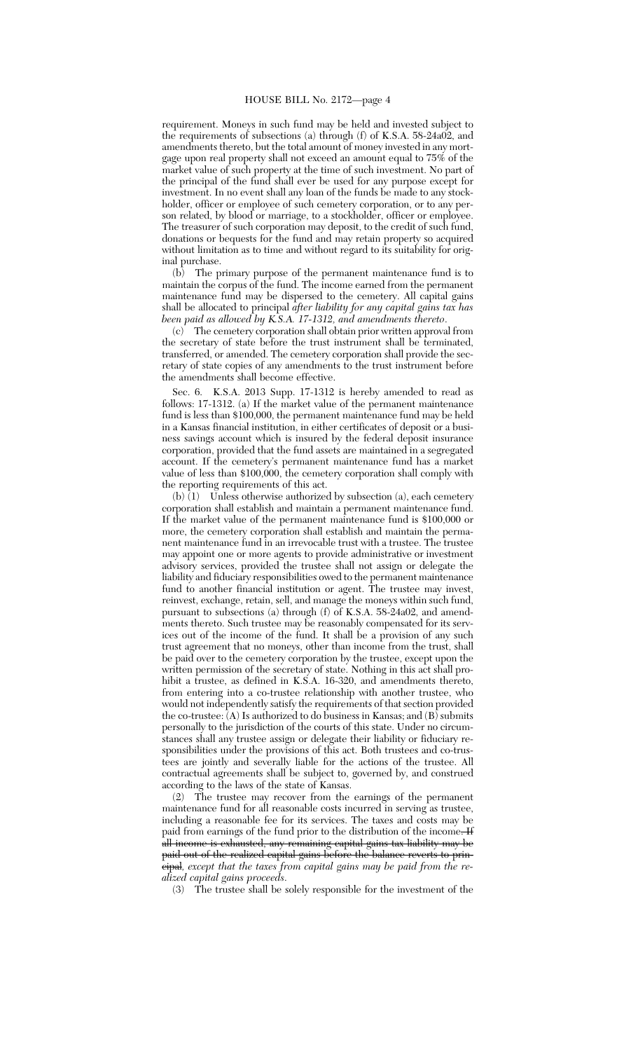requirement. Moneys in such fund may be held and invested subject to the requirements of subsections (a) through (f) of K.S.A. 58-24a02, and amendments thereto, but the total amount of money invested in any mortgage upon real property shall not exceed an amount equal to 75% of the market value of such property at the time of such investment. No part of the principal of the fund shall ever be used for any purpose except for investment. In no event shall any loan of the funds be made to any stockholder, officer or employee of such cemetery corporation, or to any person related, by blood or marriage, to a stockholder, officer or employee. The treasurer of such corporation may deposit, to the credit of such fund, donations or bequests for the fund and may retain property so acquired without limitation as to time and without regard to its suitability for original purchase.

(b) The primary purpose of the permanent maintenance fund is to maintain the corpus of the fund. The income earned from the permanent maintenance fund may be dispersed to the cemetery. All capital gains shall be allocated to principal *after liability for any capital gains tax has been paid as allowed by K.S.A. 17-1312, and amendments thereto*.

(c) The cemetery corporation shall obtain prior written approval from the secretary of state before the trust instrument shall be terminated, transferred, or amended. The cemetery corporation shall provide the secretary of state copies of any amendments to the trust instrument before the amendments shall become effective.

Sec. 6. K.S.A. 2013 Supp. 17-1312 is hereby amended to read as follows: 17-1312. (a) If the market value of the permanent maintenance fund is less than $100,000, the permanent maintenance fund may be held in a Kansas financial institution, in either certificates of deposit or a business savings account which is insured by the federal deposit insurance corporation, provided that the fund assets are maintained in a segregated account. If the cemetery's permanent maintenance fund has a market value of less than $100,000, the cemetery corporation shall comply with the reporting requirements of this act.

(b) (1) Unless otherwise authorized by subsection (a), each cemetery corporation shall establish and maintain a permanent maintenance fund. If the market value of the permanent maintenance fund is $100,000 or more, the cemetery corporation shall establish and maintain the permanent maintenance fund in an irrevocable trust with a trustee. The trustee may appoint one or more agents to provide administrative or investment advisory services, provided the trustee shall not assign or delegate the liability and fiduciary responsibilities owed to the permanent maintenance fund to another financial institution or agent. The trustee may invest, reinvest, exchange, retain, sell, and manage the moneys within such fund, pursuant to subsections (a) through (f) of K.S.A. 58-24a02, and amendments thereto. Such trustee may be reasonably compensated for its services out of the income of the fund. It shall be a provision of any such trust agreement that no moneys, other than income from the trust, shall be paid over to the cemetery corporation by the trustee, except upon the written permission of the secretary of state. Nothing in this act shall prohibit a trustee, as defined in K.S.A. 16-320, and amendments thereto, from entering into a co-trustee relationship with another trustee, who would not independently satisfy the requirements of that section provided the co-trustee: (A) Is authorized to do business in Kansas; and (B) submits personally to the jurisdiction of the courts of this state. Under no circumstances shall any trustee assign or delegate their liability or fiduciary responsibilities under the provisions of this act. Both trustees and co-trustees are jointly and severally liable for the actions of the trustee. All contractual agreements shall be subject to, governed by, and construed according to the laws of the state of Kansas.

(2) The trustee may recover from the earnings of the permanent maintenance fund for all reasonable costs incurred in serving as trustee, including a reasonable fee for its services. The taxes and costs may be paid from earnings of the fund prior to the distribution of the income~~. If all income is exhausted, any remaining capital gains tax liability may be paid out of the realized capital gains before the balance reverts to principal~~*, except that the taxes from capital gains may be paid from the realized capital gains proceeds*.

(3) The trustee shall be solely responsible for the investment of the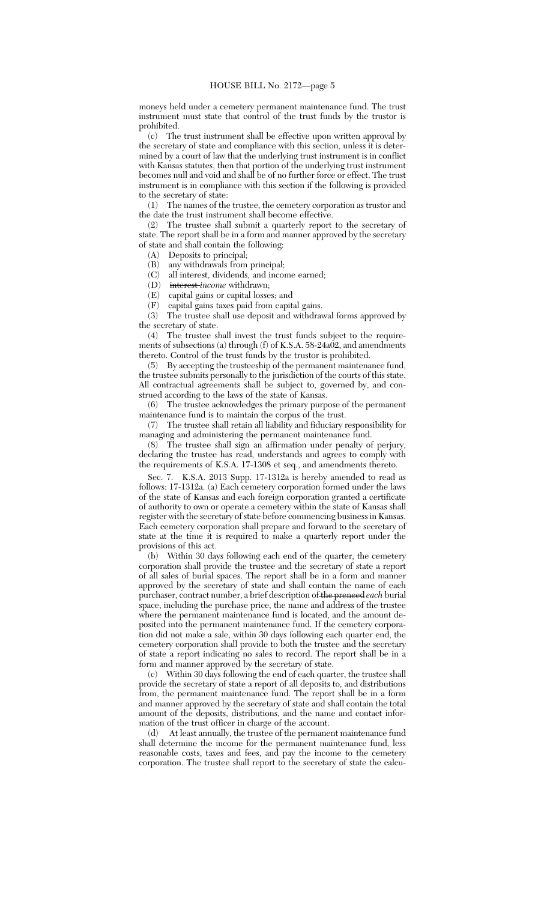moneys held under a cemetery permanent maintenance fund. The trust instrument must state that control of the trust funds by the trustor is prohibited.

(c) The trust instrument shall be effective upon written approval by the secretary of state and compliance with this section, unless it is determined by a court of law that the underlying trust instrument is in conflict with Kansas statutes, then that portion of the underlying trust instrument becomes null and void and shall be of no further force or effect. The trust instrument is in compliance with this section if the following is provided to the secretary of state:

(1) The names of the trustee, the cemetery corporation as trustor and the date the trust instrument shall become effective.

(2) The trustee shall submit a quarterly report to the secretary of state. The report shall be in a form and manner approved by the secretary of state and shall contain the following:

(A) Deposits to principal;

(B) any withdrawals from principal;

(C) all interest, dividends, and income earned;

(D) ~~interest~~ *income* withdrawn;

(E) capital gains or capital losses; and

(F) capital gains taxes paid from capital gains.

(3) The trustee shall use deposit and withdrawal forms approved by the secretary of state.

(4) The trustee shall invest the trust funds subject to the requirements of subsections (a) through (f) of K.S.A. 58-24a02, and amendments thereto. Control of the trust funds by the trustor is prohibited.

(5) By accepting the trusteeship of the permanent maintenance fund, the trustee submits personally to the jurisdiction of the courts of this state. All contractual agreements shall be subject to, governed by, and construed according to the laws of the state of Kansas.

(6) The trustee acknowledges the primary purpose of the permanent maintenance fund is to maintain the corpus of the trust.

(7) The trustee shall retain all liability and fiduciary responsibility for managing and administering the permanent maintenance fund.

(8) The trustee shall sign an affirmation under penalty of perjury, declaring the trustee has read, understands and agrees to comply with the requirements of K.S.A. 17-1308 et seq., and amendments thereto.

Sec. 7. K.S.A. 2013 Supp. 17-1312a is hereby amended to read as follows: 17-1312a. (a) Each cemetery corporation formed under the laws of the state of Kansas and each foreign corporation granted a certificate of authority to own or operate a cemetery within the state of Kansas shall register with the secretary of state before commencing business in Kansas. Each cemetery corporation shall prepare and forward to the secretary of state at the time it is required to make a quarterly report under the provisions of this act.

(b) Within 30 days following each end of the quarter, the cemetery corporation shall provide the trustee and the secretary of state a report of all sales of burial spaces. The report shall be in a form and manner approved by the secretary of state and shall contain the name of each purchaser, contract number, a brief description of ~~the preneed~~ *each* burial space, including the purchase price, the name and address of the trustee where the permanent maintenance fund is located, and the amount deposited into the permanent maintenance fund. If the cemetery corporation did not make a sale, within 30 days following each quarter end, the cemetery corporation shall provide to both the trustee and the secretary of state a report indicating no sales to record. The report shall be in a form and manner approved by the secretary of state.

(c) Within 30 days following the end of each quarter, the trustee shall provide the secretary of state a report of all deposits to, and distributions from, the permanent maintenance fund. The report shall be in a form and manner approved by the secretary of state and shall contain the total amount of the deposits, distributions, and the name and contact information of the trust officer in charge of the account.

(d) At least annually, the trustee of the permanent maintenance fund shall determine the income for the permanent maintenance fund, less reasonable costs, taxes and fees, and pay the income to the cemetery corporation. The trustee shall report to the secretary of state the calcu-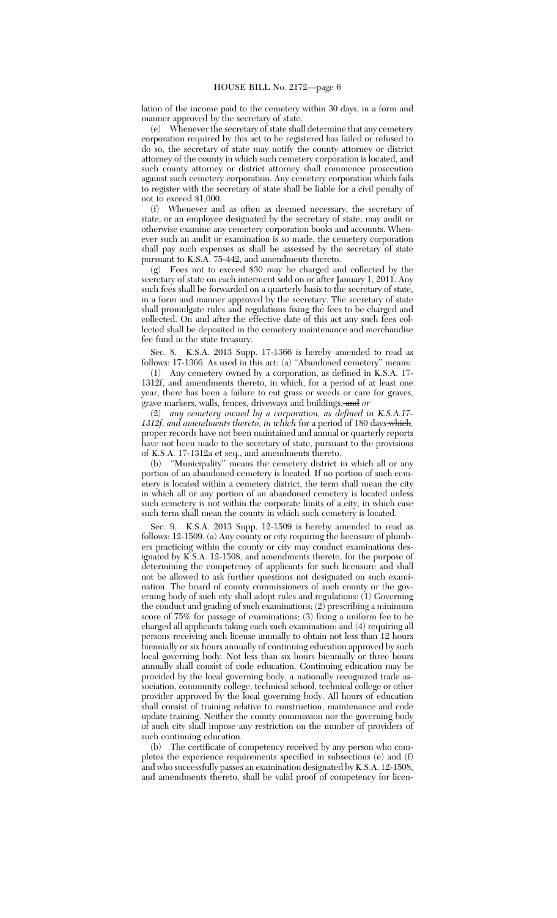lation of the income paid to the cemetery within 30 days, in a form and manner approved by the secretary of state.

(e) Whenever the secretary of state shall determine that any cemetery corporation required by this act to be registered has failed or refused to do so, the secretary of state may notify the county attorney or district attorney of the county in which such cemetery corporation is located, and such county attorney or district attorney shall commence prosecution against such cemetery corporation. Any cemetery corporation which fails to register with the secretary of state shall be liable for a civil penalty of not to exceed $1,000.

(f) Whenever and as often as deemed necessary, the secretary of state, or an employee designated by the secretary of state, may audit or otherwise examine any cemetery corporation books and accounts. Whenever such an audit or examination is so made, the cemetery corporation shall pay such expenses as shall be assessed by the secretary of state pursuant to K.S.A. 75-442, and amendments thereto.

(g) Fees not to exceed $30 may be charged and collected by the secretary of state on each interment sold on or after January 1, 2011. Any such fees shall be forwarded on a quarterly basis to the secretary of state, in a form and manner approved by the secretary. The secretary of state shall promulgate rules and regulations fixing the fees to be charged and collected. On and after the effective date of this act any such fees collected shall be deposited in the cemetery maintenance and merchandise fee fund in the state treasury.

Sec. 8. K.S.A. 2013 Supp. 17-1366 is hereby amended to read as follows: 17-1366. As used in this act: (a) ''Abandoned cemetery'' means:

(1) Any cemetery owned by a corporation, as defined in K.S.A. 17-1312f, and amendments thereto, in which, for a period of at least one year, there has been a failure to cut grass or weeds or care for graves, grave markers, walls, fences, driveways and buildings; ~~and~~ *or*

(2) *any cemetery owned by a corporation, as defined in K.S.A.17-1312f, and amendments thereto, in which* for a period of 180 days ~~which~~, proper records have not been maintained and annual or quarterly reports have not been made to the secretary of state, pursuant to the provisions of K.S.A. 17-1312a et seq., and amendments thereto.

(b) ''Municipality'' means the cemetery district in which all or any portion of an abandoned cemetery is located. If no portion of such cemetery is located within a cemetery district, the term shall mean the city in which all or any portion of an abandoned cemetery is located unless such cemetery is not within the corporate limits of a city, in which case such term shall mean the county in which such cemetery is located.

Sec. 9. K.S.A. 2013 Supp. 12-1509 is hereby amended to read as follows: 12-1509. (a) Any county or city requiring the licensure of plumbers practicing within the county or city may conduct examinations designated by K.S.A. 12-1508, and amendments thereto, for the purpose of determining the competency of applicants for such licensure and shall not be allowed to ask further questions not designated on such examination. The board of county commissioners of such county or the governing body of such city shall adopt rules and regulations: (1) Governing the conduct and grading of such examinations; (2) prescribing a minimum score of 75% for passage of examinations; (3) fixing a uniform fee to be charged all applicants taking each such examination; and (4) requiring all persons receiving such license annually to obtain not less than 12 hours biennially or six hours annually of continuing education approved by such local governing body. Not less than six hours biennially or three hours annually shall consist of code education. Continuing education may be provided by the local governing body, a nationally recognized trade association, community college, technical school, technical college or other provider approved by the local governing body. All hours of education shall consist of training relative to construction, maintenance and code update training. Neither the county commission nor the governing body of such city shall impose any restriction on the number of providers of such continuing education.

(b) The certificate of competency received by any person who completes the experience requirements specified in subsections (e) and (f) and who successfully passes an examination designated by K.S.A. 12-1508, and amendments thereto, shall be valid proof of competency for licen-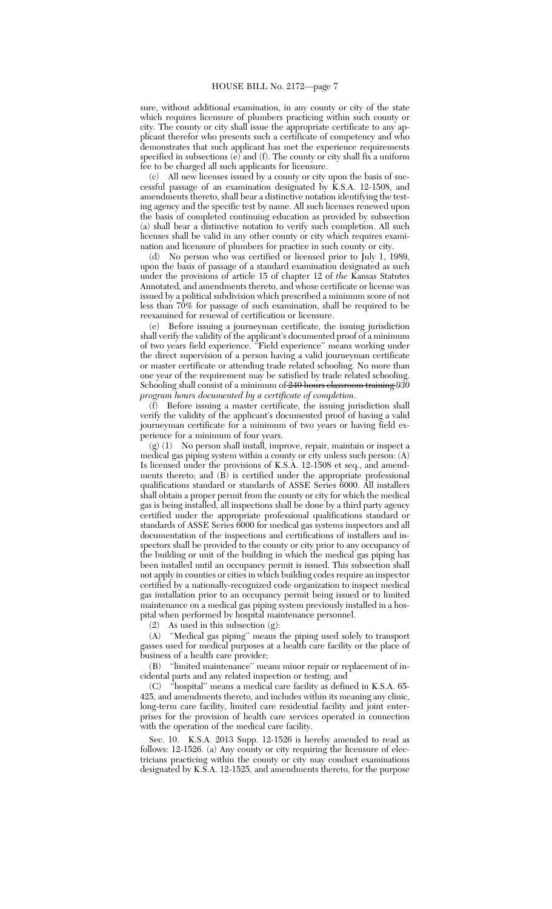sure, without additional examination, in any county or city of the state which requires licensure of plumbers practicing within such county or city. The county or city shall issue the appropriate certificate to any applicant therefor who presents such a certificate of competency and who demonstrates that such applicant has met the experience requirements specified in subsections (e) and (f). The county or city shall fix a uniform fee to be charged all such applicants for licensure.

(c) All new licenses issued by a county or city upon the basis of successful passage of an examination designated by K.S.A. 12-1508, and amendments thereto, shall bear a distinctive notation identifying the testing agency and the specific test by name. All such licenses renewed upon the basis of completed continuing education as provided by subsection (a) shall bear a distinctive notation to verify such completion. All such licenses shall be valid in any other county or city which requires examination and licensure of plumbers for practice in such county or city.

(d) No person who was certified or licensed prior to July 1, 1989, upon the basis of passage of a standard examination designated as such under the provisions of article 15 of chapter 12 of *the* Kansas Statutes Annotated, and amendments thereto, and whose certificate or license was issued by a political subdivision which prescribed a minimum score of not less than 70% for passage of such examination, shall be required to be reexamined for renewal of certification or licensure.

(e) Before issuing a journeyman certificate, the issuing jurisdiction shall verify the validity of the applicant's documented proof of a minimum of two years field experience. "Field experience" means working under the direct supervision of a person having a valid journeyman certificate or master certificate or attending trade related schooling. No more than one year of the requirement may be satisfied by trade related schooling. Schooling shall consist of a minimum of ~~240 hours classroom training~~ *930 program hours documented by a certificate of completion*.

(f) Before issuing a master certificate, the issuing jurisdiction shall verify the validity of the applicant's documented proof of having a valid journeyman certificate for a minimum of two years or having field experience for a minimum of four years.

(g) (1) No person shall install, improve, repair, maintain or inspect a medical gas piping system within a county or city unless such person: (A) Is licensed under the provisions of K.S.A. 12-1508 et seq., and amendments thereto; and (B) is certified under the appropriate professional qualifications standard or standards of ASSE Series 6000. All installers shall obtain a proper permit from the county or city for which the medical gas is being installed, all inspections shall be done by a third party agency certified under the appropriate professional qualifications standard or standards of ASSE Series 6000 for medical gas systems inspectors and all documentation of the inspections and certifications of installers and inspectors shall be provided to the county or city prior to any occupancy of the building or unit of the building in which the medical gas piping has been installed until an occupancy permit is issued. This subsection shall not apply in counties or cities in which building codes require an inspector certified by a nationally-recognized code organization to inspect medical gas installation prior to an occupancy permit being issued or to limited maintenance on a medical gas piping system previously installed in a hospital when performed by hospital maintenance personnel.

(2) As used in this subsection (g):

(A) "Medical gas piping" means the piping used solely to transport gasses used for medical purposes at a health care facility or the place of business of a health care provider;

(B) "limited maintenance" means minor repair or replacement of incidental parts and any related inspection or testing; and

(C) "hospital" means a medical care facility as defined in K.S.A. 65-425, and amendments thereto, and includes within its meaning any clinic, long-term care facility, limited care residential facility and joint enterprises for the provision of health care services operated in connection with the operation of the medical care facility.

Sec. 10. K.S.A. 2013 Supp. 12-1526 is hereby amended to read as follows: 12-1526. (a) Any county or city requiring the licensure of electricians practicing within the county or city may conduct examinations designated by K.S.A. 12-1525, and amendments thereto, for the purpose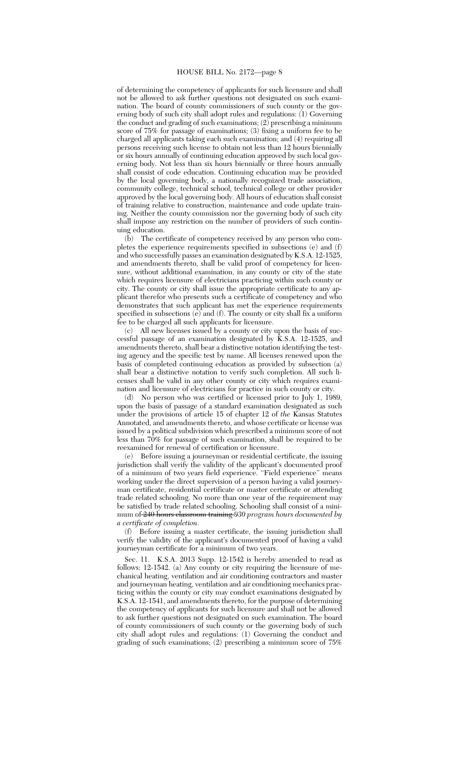of determining the competency of applicants for such licensure and shall not be allowed to ask further questions not designated on such examination. The board of county commissioners of such county or the governing body of such city shall adopt rules and regulations: (1) Governing the conduct and grading of such examinations; (2) prescribing a minimum score of 75% for passage of examinations; (3) fixing a uniform fee to be charged all applicants taking each such examination; and (4) requiring all persons receiving such license to obtain not less than 12 hours biennially or six hours annually of continuing education approved by such local governing body. Not less than six hours biennially or three hours annually shall consist of code education. Continuing education may be provided by the local governing body, a nationally recognized trade association, community college, technical school, technical college or other provider approved by the local governing body. All hours of education shall consist of training relative to construction, maintenance and code update training. Neither the county commission nor the governing body of such city shall impose any restriction on the number of providers of such continuing education.

(b) The certificate of competency received by any person who completes the experience requirements specified in subsections (e) and (f) and who successfully passes an examination designated by K.S.A. 12-1525, and amendments thereto, shall be valid proof of competency for licensure, without additional examination, in any county or city of the state which requires licensure of electricians practicing within such county or city. The county or city shall issue the appropriate certificate to any applicant therefor who presents such a certificate of competency and who demonstrates that such applicant has met the experience requirements specified in subsections (e) and (f). The county or city shall fix a uniform fee to be charged all such applicants for licensure.

(c) All new licenses issued by a county or city upon the basis of successful passage of an examination designated by K.S.A. 12-1525, and amendments thereto, shall bear a distinctive notation identifying the testing agency and the specific test by name. All licenses renewed upon the basis of completed continuing education as provided by subsection (a) shall bear a distinctive notation to verify such completion. All such licenses shall be valid in any other county or city which requires examination and licensure of electricians for practice in such county or city.

(d) No person who was certified or licensed prior to July 1, 1989, upon the basis of passage of a standard examination designated as such under the provisions of article 15 of chapter 12 of *the* Kansas Statutes Annotated, and amendments thereto, and whose certificate or license was issued by a political subdivision which prescribed a minimum score of not less than 70% for passage of such examination, shall be required to be reexamined for renewal of certification or licensure.

(e) Before issuing a journeyman or residential certificate, the issuing jurisdiction shall verify the validity of the applicant's documented proof of a minimum of two years field experience. "Field experience" means working under the direct supervision of a person having a valid journeyman certificate, residential certificate or master certificate or attending trade related schooling. No more than one year of the requirement may be satisfied by trade related schooling. Schooling shall consist of a minimum of ~~240 hours classroom training~~ *930 program hours documented by a certificate of completion*.

(f) Before issuing a master certificate, the issuing jurisdiction shall verify the validity of the applicant's documented proof of having a valid journeyman certificate for a minimum of two years.

Sec. 11. K.S.A. 2013 Supp. 12-1542 is hereby amended to read as follows: 12-1542. (a) Any county or city requiring the licensure of mechanical heating, ventilation and air conditioning contractors and master and journeyman heating, ventilation and air conditioning mechanics practicing within the county or city may conduct examinations designated by K.S.A. 12-1541, and amendments thereto, for the purpose of determining the competency of applicants for such licensure and shall not be allowed to ask further questions not designated on such examination. The board of county commissioners of such county or the governing body of such city shall adopt rules and regulations: (1) Governing the conduct and grading of such examinations; (2) prescribing a minimum score of 75%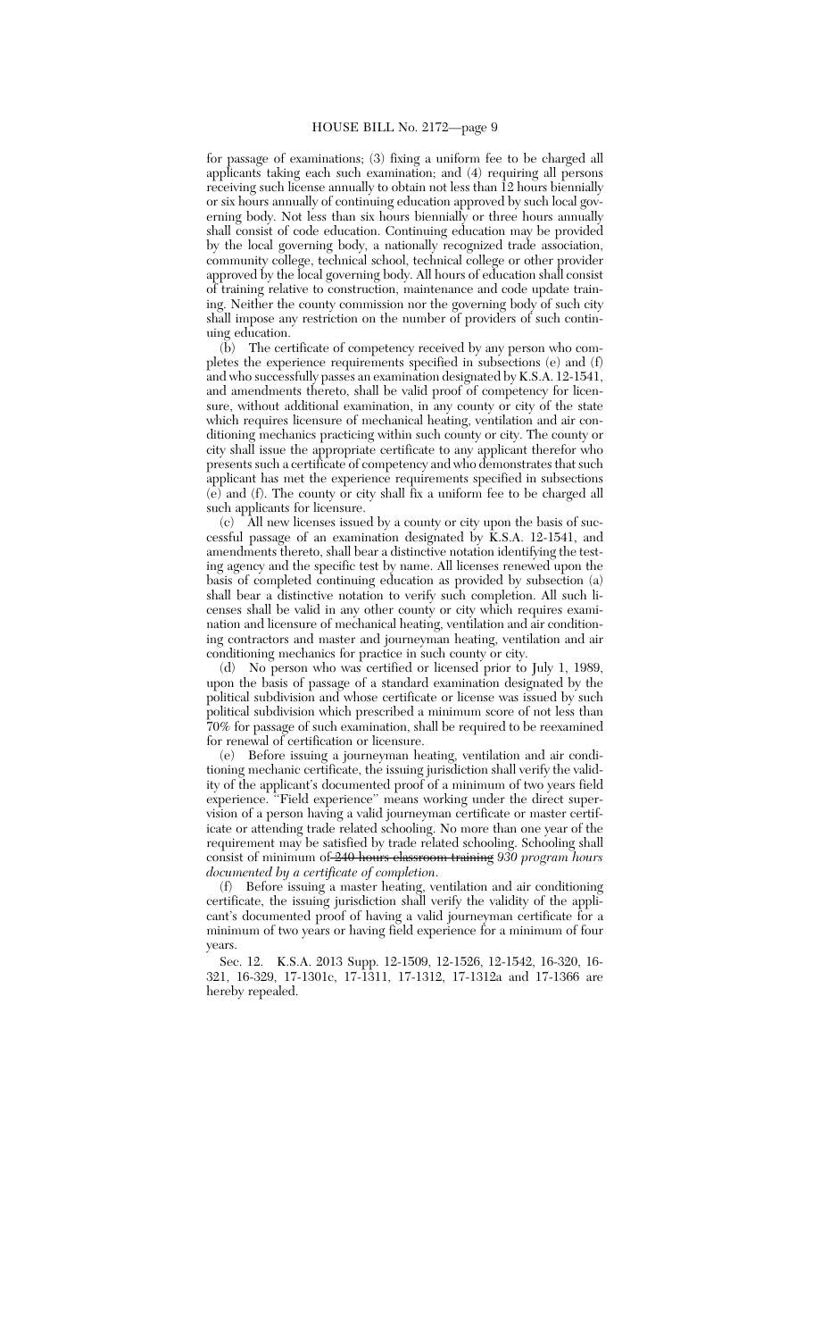for passage of examinations; (3) fixing a uniform fee to be charged all applicants taking each such examination; and (4) requiring all persons receiving such license annually to obtain not less than 12 hours biennially or six hours annually of continuing education approved by such local governing body. Not less than six hours biennially or three hours annually shall consist of code education. Continuing education may be provided by the local governing body, a nationally recognized trade association, community college, technical school, technical college or other provider approved by the local governing body. All hours of education shall consist of training relative to construction, maintenance and code update training. Neither the county commission nor the governing body of such city shall impose any restriction on the number of providers of such continuing education.

(b) The certificate of competency received by any person who completes the experience requirements specified in subsections (e) and (f) and who successfully passes an examination designated by K.S.A. 12-1541, and amendments thereto, shall be valid proof of competency for licensure, without additional examination, in any county or city of the state which requires licensure of mechanical heating, ventilation and air conditioning mechanics practicing within such county or city. The county or city shall issue the appropriate certificate to any applicant therefor who presents such a certificate of competency and who demonstrates that such applicant has met the experience requirements specified in subsections (e) and (f). The county or city shall fix a uniform fee to be charged all such applicants for licensure.

(c) All new licenses issued by a county or city upon the basis of successful passage of an examination designated by K.S.A. 12-1541, and amendments thereto, shall bear a distinctive notation identifying the testing agency and the specific test by name. All licenses renewed upon the basis of completed continuing education as provided by subsection (a) shall bear a distinctive notation to verify such completion. All such licenses shall be valid in any other county or city which requires examination and licensure of mechanical heating, ventilation and air conditioning contractors and master and journeyman heating, ventilation and air conditioning mechanics for practice in such county or city.

(d) No person who was certified or licensed prior to July 1, 1989, upon the basis of passage of a standard examination designated by the political subdivision and whose certificate or license was issued by such political subdivision which prescribed a minimum score of not less than 70% for passage of such examination, shall be required to be reexamined for renewal of certification or licensure.

(e) Before issuing a journeyman heating, ventilation and air conditioning mechanic certificate, the issuing jurisdiction shall verify the validity of the applicant's documented proof of a minimum of two years field experience. "Field experience" means working under the direct supervision of a person having a valid journeyman certificate or master certificate or attending trade related schooling. No more than one year of the requirement may be satisfied by trade related schooling. Schooling shall consist of minimum of ~~240 hours classroom training~~ *930 program hours documented by a certificate of completion*.

(f) Before issuing a master heating, ventilation and air conditioning certificate, the issuing jurisdiction shall verify the validity of the applicant's documented proof of having a valid journeyman certificate for a minimum of two years or having field experience for a minimum of four years.

Sec. 12. K.S.A. 2013 Supp. 12-1509, 12-1526, 12-1542, 16-320, 16-321, 16-329, 17-1301c, 17-1311, 17-1312, 17-1312a and 17-1366 are hereby repealed.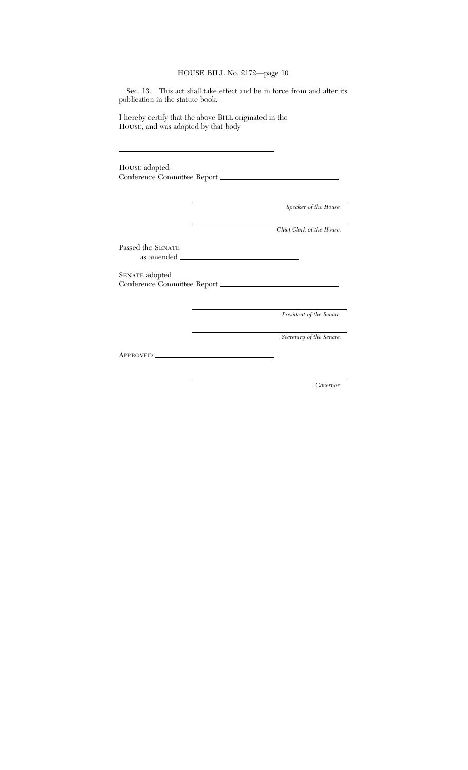Sec. 13. This act shall take effect and be in force from and after its publication in the statute book.

I hereby certify that the above BILL originated in the HOUSE, and was adopted by that body

\_\_\_\_\_\_\_\_\_\_\_\_\_\_\_\_\_\_\_\_\_\_\_\_\_\_\_\_\_\_

HOUSE adopted
Conference Committee Report \_\_\_\_\_\_\_\_\_\_\_\_\_\_\_\_\_\_\_\_\_\_\_\_

\_\_\_\_\_\_\_\_\_\_\_\_\_\_\_\_\_\_\_\_\_\_\_\_\_\_\_\_\_\_
*Speaker of the House.*

\_\_\_\_\_\_\_\_\_\_\_\_\_\_\_\_\_\_\_\_\_\_\_\_\_\_\_\_\_\_
*Chief Clerk of the House.*

Passed the SENATE
as amended \_\_\_\_\_\_\_\_\_\_\_\_\_\_\_\_\_\_\_\_\_\_\_\_

SENATE adopted
Conference Committee Report \_\_\_\_\_\_\_\_\_\_\_\_\_\_\_\_\_\_\_\_\_\_\_\_

\_\_\_\_\_\_\_\_\_\_\_\_\_\_\_\_\_\_\_\_\_\_\_\_\_\_\_\_\_\_
*President of the Senate.*

\_\_\_\_\_\_\_\_\_\_\_\_\_\_\_\_\_\_\_\_\_\_\_\_\_\_\_\_\_\_
*Secretary of the Senate.*

APPROVED \_\_\_\_\_\_\_\_\_\_\_\_\_\_\_\_\_\_\_\_\_\_\_\_

\_\_\_\_\_\_\_\_\_\_\_\_\_\_\_\_\_\_\_\_\_\_\_\_\_\_\_\_\_\_
*Governor.*